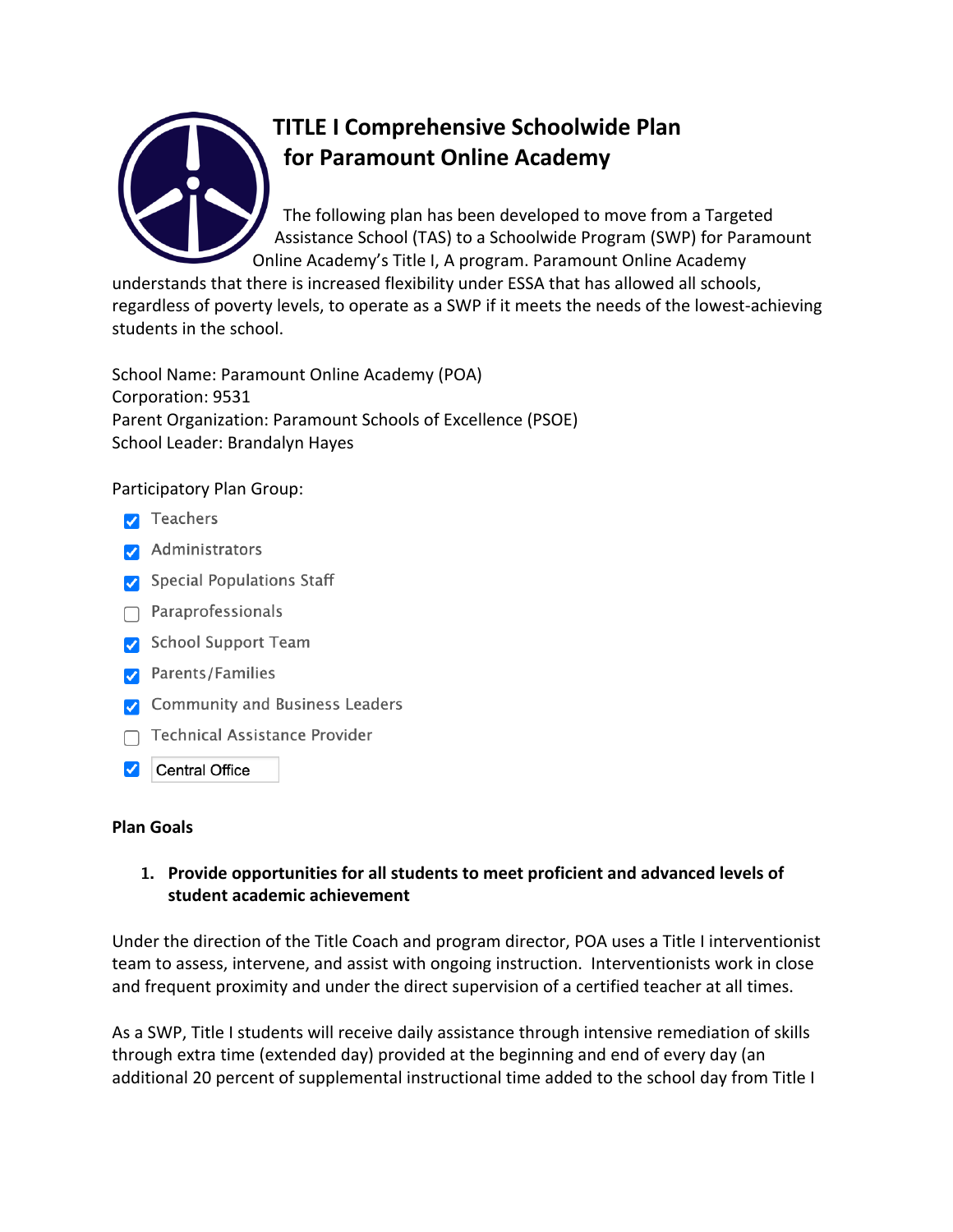# TITLE I Comprehensive Schoolwide Plan for Paramount Online Academy

The following plan has been developed to move from a Targeted Assistance School (TAS) to a Schoolwide Program (SWP) for Paramount Online Academy's Title I, A program. Paramount Online Academy understands that there is increased flexibility under ESSA that has allowed all schools, regardless of poverty levels, to operate as a SWP if it meets the needs of the lowest-achieving students in the school.

School Name: Paramount Online Academy (POA)
Corporation: 9531
Parent Organization: Paramount Schools of Excellence (PSOE)
School Leader: Brandalyn Hayes

Participatory Plan Group:

- [x] Teachers
- [x] Administrators
- [x] Special Populations Staff
- [ ] Paraprofessionals
- [x] School Support Team
- [x] Parents/Families
- [x] Community and Business Leaders
- [ ] Technical Assistance Provider
- [x] Central Office

**Plan Goals**

1. **Provide opportunities for all students to meet proficient and advanced levels of student academic achievement**

Under the direction of the Title Coach and program director, POA uses a Title I interventionist team to assess, intervene, and assist with ongoing instruction. Interventionists work in close and frequent proximity and under the direct supervision of a certified teacher at all times.

As a SWP, Title I students will receive daily assistance through intensive remediation of skills through extra time (extended day) provided at the beginning and end of every day (an additional 20 percent of supplemental instructional time added to the school day from Title I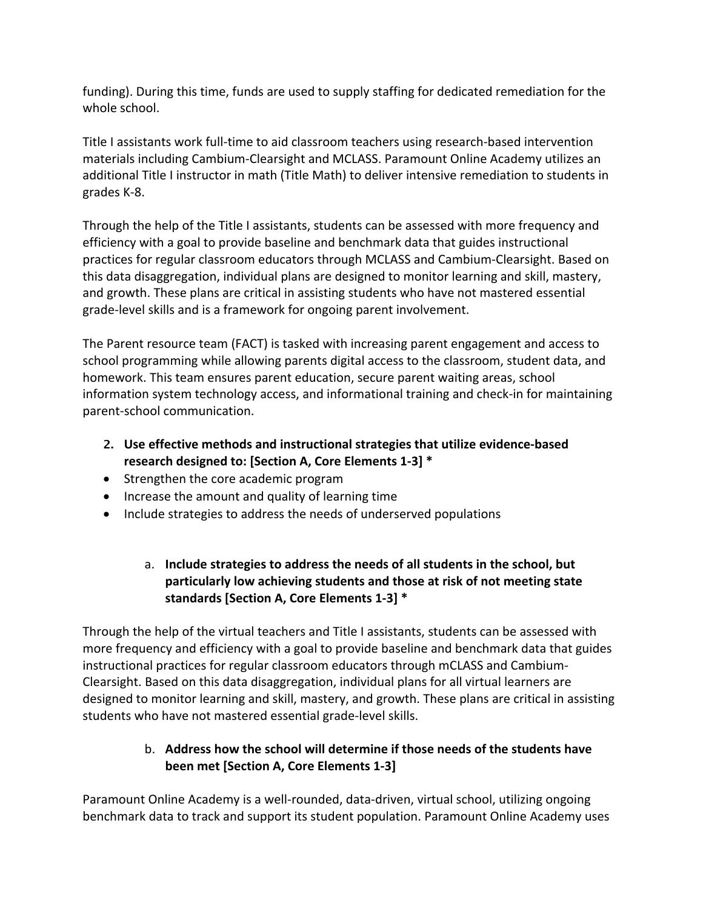funding). During this time, funds are used to supply staffing for dedicated remediation for the whole school.

Title I assistants work full-time to aid classroom teachers using research-based intervention materials including Cambium-Clearsight and MCLASS. Paramount Online Academy utilizes an additional Title I instructor in math (Title Math) to deliver intensive remediation to students in grades K-8.

Through the help of the Title I assistants, students can be assessed with more frequency and efficiency with a goal to provide baseline and benchmark data that guides instructional practices for regular classroom educators through MCLASS and Cambium-Clearsight. Based on this data disaggregation, individual plans are designed to monitor learning and skill, mastery, and growth. These plans are critical in assisting students who have not mastered essential grade-level skills and is a framework for ongoing parent involvement.

The Parent resource team (FACT) is tasked with increasing parent engagement and access to school programming while allowing parents digital access to the classroom, student data, and homework. This team ensures parent education, secure parent waiting areas, school information system technology access, and informational training and check-in for maintaining parent-school communication.

2. **Use effective methods and instructional strategies that utilize evidence-based research designed to: [Section A, Core Elements 1-3] \***

- Strengthen the core academic program
- Increase the amount and quality of learning time
- Include strategies to address the needs of underserved populations

   a. **Include strategies to address the needs of all students in the school, but particularly low achieving students and those at risk of not meeting state standards [Section A, Core Elements 1-3] \***

Through the help of the virtual teachers and Title I assistants, students can be assessed with more frequency and efficiency with a goal to provide baseline and benchmark data that guides instructional practices for regular classroom educators through mCLASS and Cambium-Clearsight. Based on this data disaggregation, individual plans for all virtual learners are designed to monitor learning and skill, mastery, and growth. These plans are critical in assisting students who have not mastered essential grade-level skills.

   b. **Address how the school will determine if those needs of the students have been met [Section A, Core Elements 1-3]**

Paramount Online Academy is a well-rounded, data-driven, virtual school, utilizing ongoing benchmark data to track and support its student population. Paramount Online Academy uses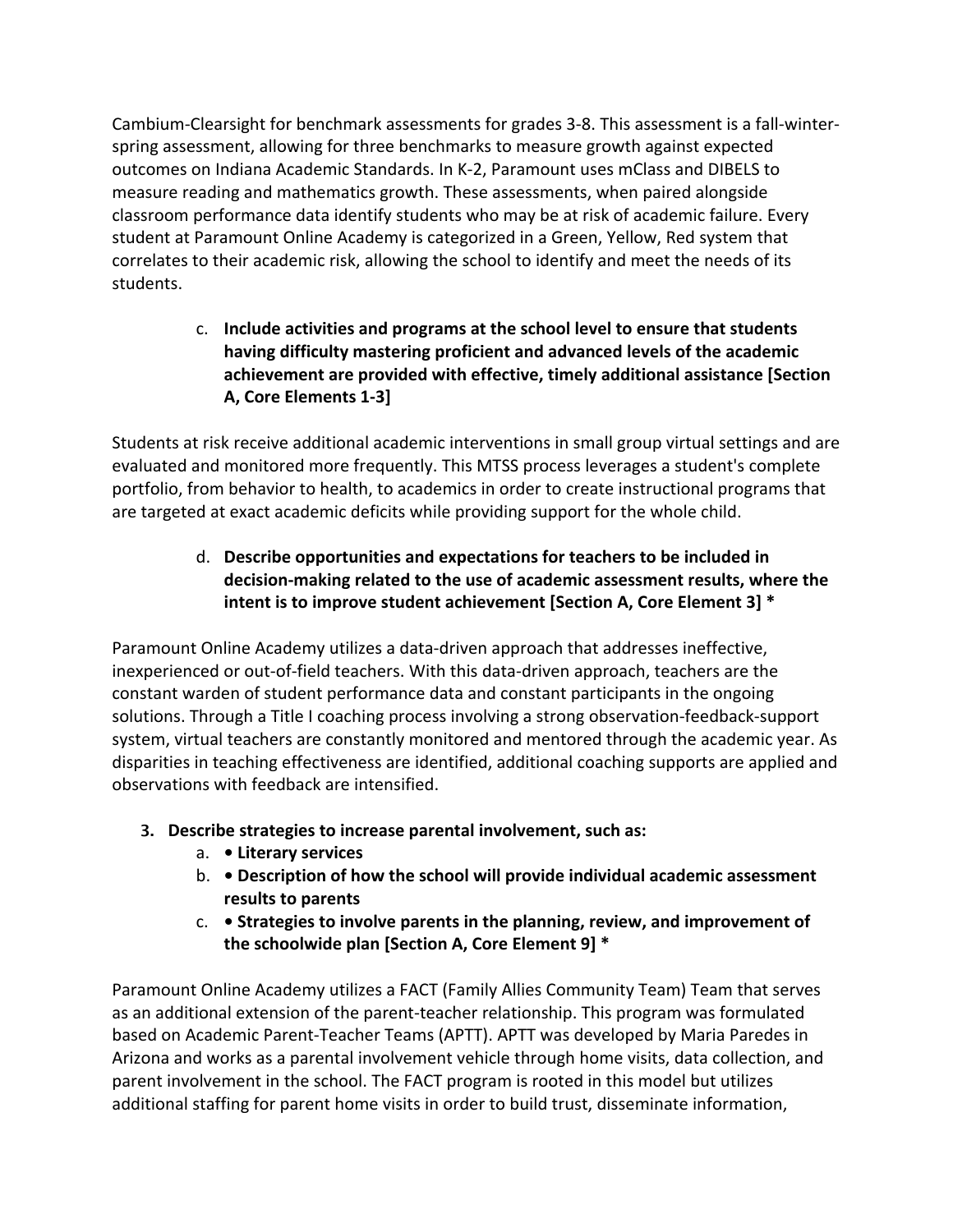Cambium-Clearsight for benchmark assessments for grades 3-8. This assessment is a fall-winter-spring assessment, allowing for three benchmarks to measure growth against expected outcomes on Indiana Academic Standards. In K-2, Paramount uses mClass and DIBELS to measure reading and mathematics growth. These assessments, when paired alongside classroom performance data identify students who may be at risk of academic failure. Every student at Paramount Online Academy is categorized in a Green, Yellow, Red system that correlates to their academic risk, allowing the school to identify and meet the needs of its students.

c. **Include activities and programs at the school level to ensure that students having difficulty mastering proficient and advanced levels of the academic achievement are provided with effective, timely additional assistance [Section A, Core Elements 1-3]**

Students at risk receive additional academic interventions in small group virtual settings and are evaluated and monitored more frequently. This MTSS process leverages a student's complete portfolio, from behavior to health, to academics in order to create instructional programs that are targeted at exact academic deficits while providing support for the whole child.

d. **Describe opportunities and expectations for teachers to be included in decision-making related to the use of academic assessment results, where the intent is to improve student achievement [Section A, Core Element 3] ***

Paramount Online Academy utilizes a data-driven approach that addresses ineffective, inexperienced or out-of-field teachers. With this data-driven approach, teachers are the constant warden of student performance data and constant participants in the ongoing solutions. Through a Title I coaching process involving a strong observation-feedback-support system, virtual teachers are constantly monitored and mentored through the academic year. As disparities in teaching effectiveness are identified, additional coaching supports are applied and observations with feedback are intensified.

3. **Describe strategies to increase parental involvement, such as:**
   a. **• Literary services**
   b. **• Description of how the school will provide individual academic assessment results to parents**
   c. **• Strategies to involve parents in the planning, review, and improvement of the schoolwide plan [Section A, Core Element 9] ***

Paramount Online Academy utilizes a FACT (Family Allies Community Team) Team that serves as an additional extension of the parent-teacher relationship. This program was formulated based on Academic Parent-Teacher Teams (APTT). APTT was developed by Maria Paredes in Arizona and works as a parental involvement vehicle through home visits, data collection, and parent involvement in the school. The FACT program is rooted in this model but utilizes additional staffing for parent home visits in order to build trust, disseminate information,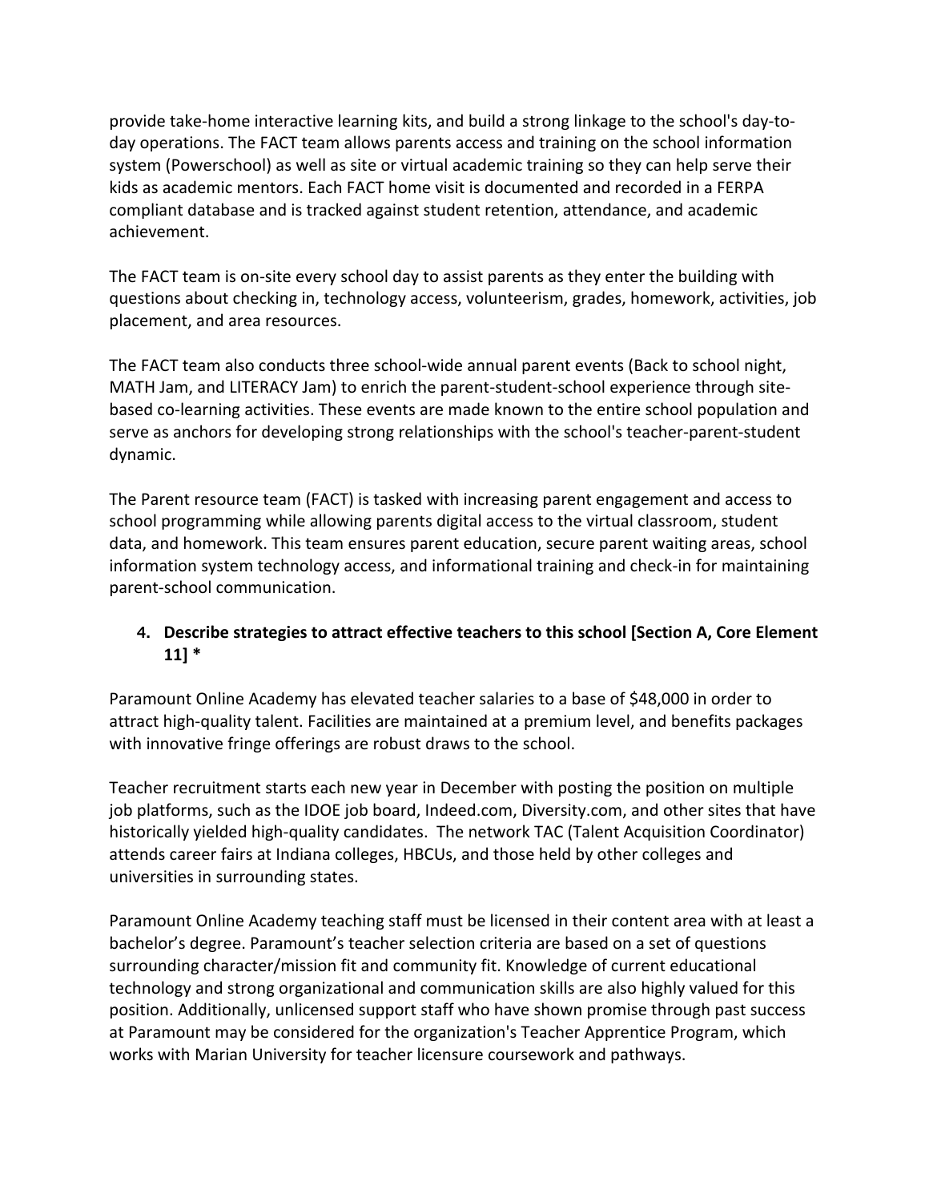provide take-home interactive learning kits, and build a strong linkage to the school's day-to-day operations. The FACT team allows parents access and training on the school information system (Powerschool) as well as site or virtual academic training so they can help serve their kids as academic mentors. Each FACT home visit is documented and recorded in a FERPA compliant database and is tracked against student retention, attendance, and academic achievement.

The FACT team is on-site every school day to assist parents as they enter the building with questions about checking in, technology access, volunteerism, grades, homework, activities, job placement, and area resources.

The FACT team also conducts three school-wide annual parent events (Back to school night, MATH Jam, and LITERACY Jam) to enrich the parent-student-school experience through site-based co-learning activities. These events are made known to the entire school population and serve as anchors for developing strong relationships with the school's teacher-parent-student dynamic.

The Parent resource team (FACT) is tasked with increasing parent engagement and access to school programming while allowing parents digital access to the virtual classroom, student data, and homework. This team ensures parent education, secure parent waiting areas, school information system technology access, and informational training and check-in for maintaining parent-school communication.

4. **Describe strategies to attract effective teachers to this school [Section A, Core Element 11] ***

Paramount Online Academy has elevated teacher salaries to a base of $48,000 in order to attract high-quality talent. Facilities are maintained at a premium level, and benefits packages with innovative fringe offerings are robust draws to the school.

Teacher recruitment starts each new year in December with posting the position on multiple job platforms, such as the IDOE job board, Indeed.com, Diversity.com, and other sites that have historically yielded high-quality candidates. The network TAC (Talent Acquisition Coordinator) attends career fairs at Indiana colleges, HBCUs, and those held by other colleges and universities in surrounding states.

Paramount Online Academy teaching staff must be licensed in their content area with at least a bachelor's degree. Paramount's teacher selection criteria are based on a set of questions surrounding character/mission fit and community fit. Knowledge of current educational technology and strong organizational and communication skills are also highly valued for this position. Additionally, unlicensed support staff who have shown promise through past success at Paramount may be considered for the organization's Teacher Apprentice Program, which works with Marian University for teacher licensure coursework and pathways.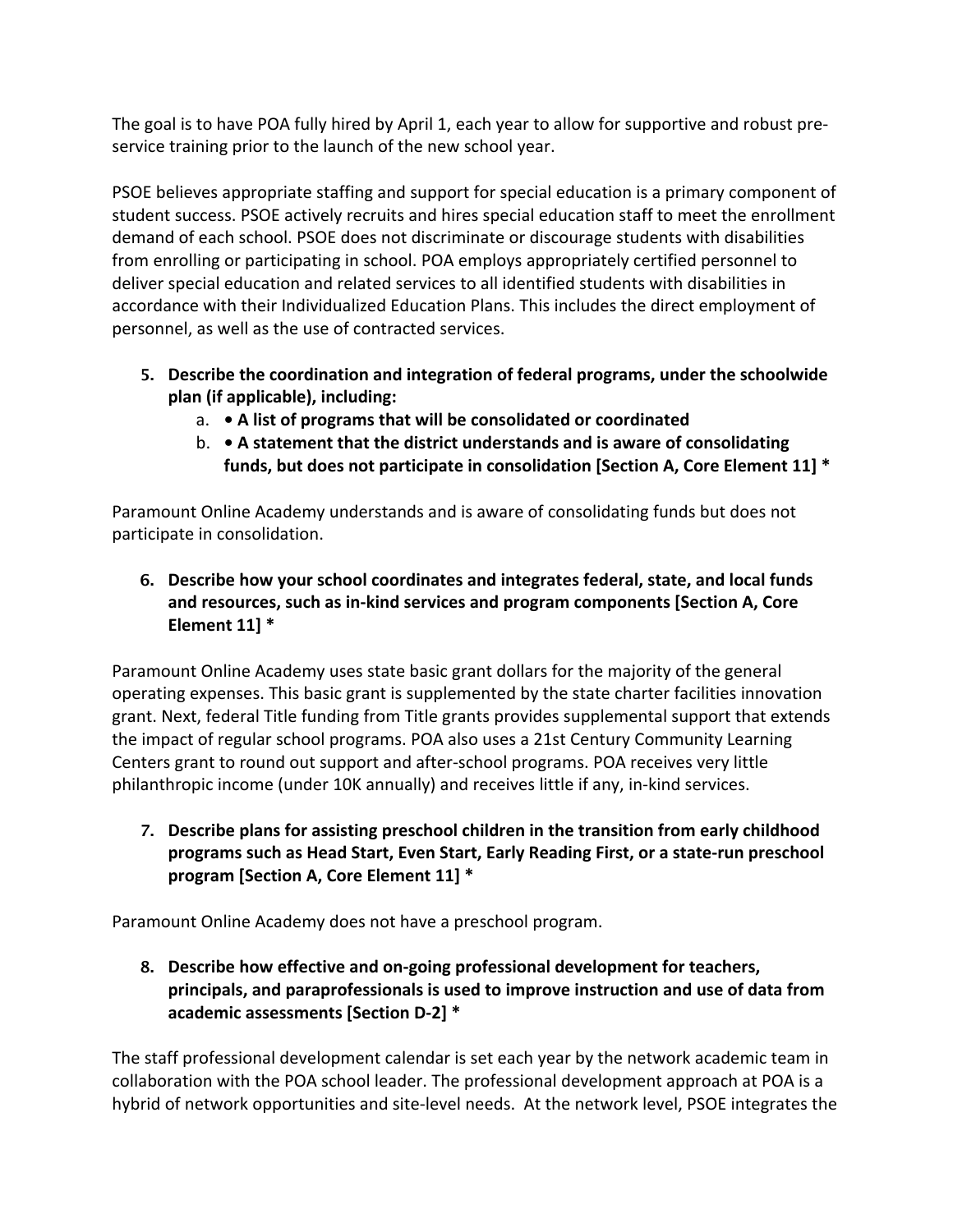The goal is to have POA fully hired by April 1, each year to allow for supportive and robust pre-service training prior to the launch of the new school year.

PSOE believes appropriate staffing and support for special education is a primary component of student success. PSOE actively recruits and hires special education staff to meet the enrollment demand of each school. PSOE does not discriminate or discourage students with disabilities from enrolling or participating in school. POA employs appropriately certified personnel to deliver special education and related services to all identified students with disabilities in accordance with their Individualized Education Plans. This includes the direct employment of personnel, as well as the use of contracted services.

5. **Describe the coordination and integration of federal programs, under the schoolwide plan (if applicable), including:**
   a. **• A list of programs that will be consolidated or coordinated**
   b. **• A statement that the district understands and is aware of consolidating funds, but does not participate in consolidation [Section A, Core Element 11] ***

Paramount Online Academy understands and is aware of consolidating funds but does not participate in consolidation.

6. **Describe how your school coordinates and integrates federal, state, and local funds and resources, such as in-kind services and program components [Section A, Core Element 11] ***

Paramount Online Academy uses state basic grant dollars for the majority of the general operating expenses. This basic grant is supplemented by the state charter facilities innovation grant. Next, federal Title funding from Title grants provides supplemental support that extends the impact of regular school programs. POA also uses a 21st Century Community Learning Centers grant to round out support and after-school programs. POA receives very little philanthropic income (under 10K annually) and receives little if any, in-kind services.

7. **Describe plans for assisting preschool children in the transition from early childhood programs such as Head Start, Even Start, Early Reading First, or a state-run preschool program [Section A, Core Element 11] ***

Paramount Online Academy does not have a preschool program.

8. **Describe how effective and on-going professional development for teachers, principals, and paraprofessionals is used to improve instruction and use of data from academic assessments [Section D-2] ***

The staff professional development calendar is set each year by the network academic team in collaboration with the POA school leader. The professional development approach at POA is a hybrid of network opportunities and site-level needs. At the network level, PSOE integrates the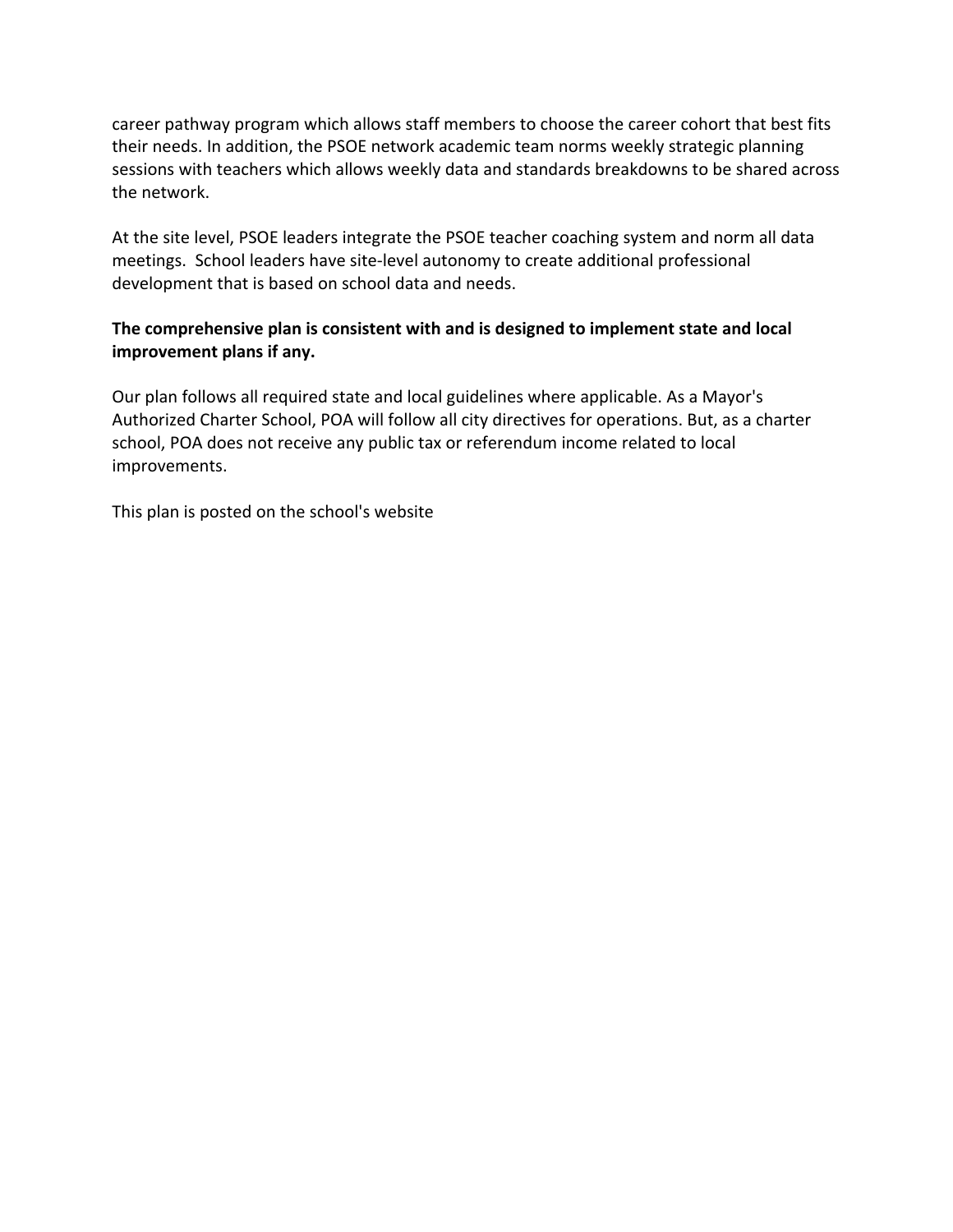career pathway program which allows staff members to choose the career cohort that best fits their needs. In addition, the PSOE network academic team norms weekly strategic planning sessions with teachers which allows weekly data and standards breakdowns to be shared across the network.

At the site level, PSOE leaders integrate the PSOE teacher coaching system and norm all data meetings. School leaders have site-level autonomy to create additional professional development that is based on school data and needs.

**The comprehensive plan is consistent with and is designed to implement state and local improvement plans if any.**

Our plan follows all required state and local guidelines where applicable. As a Mayor's Authorized Charter School, POA will follow all city directives for operations. But, as a charter school, POA does not receive any public tax or referendum income related to local improvements.

This plan is posted on the school's website